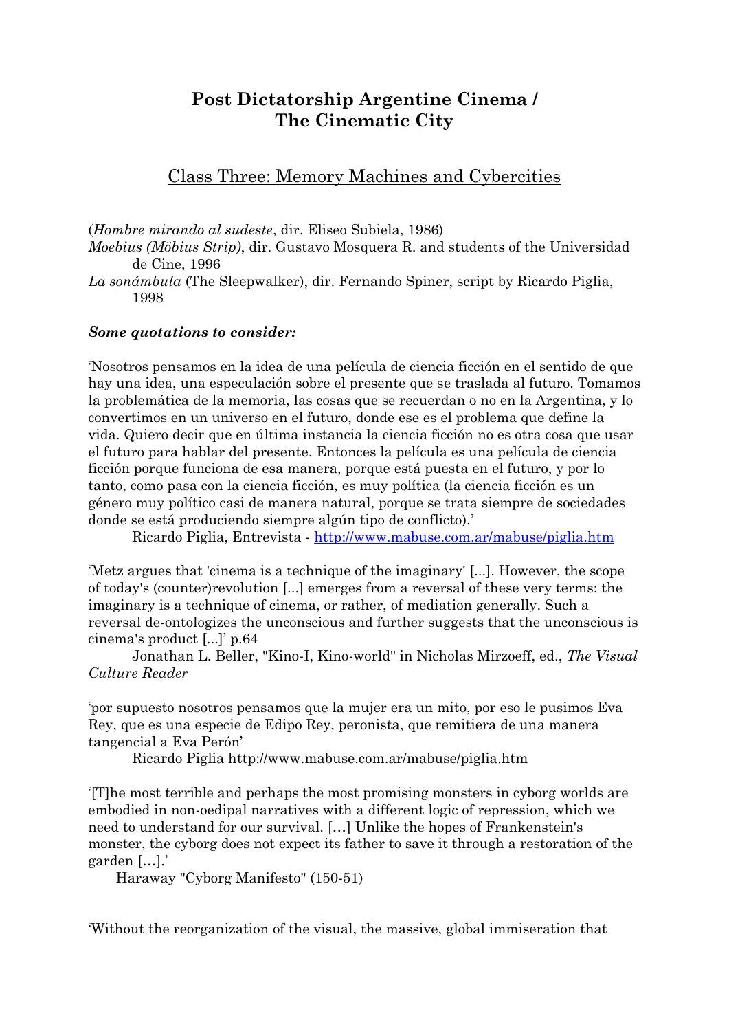# Post Dictatorship Argentine Cinema / The Cinematic City

## Class Three: Memory Machines and Cybercities

(*Hombre mirando al sudeste*, dir. Eliseo Subiela, 1986)

*Moebius (Möbius Strip)*, dir. Gustavo Mosquera R. and students of the Universidad de Cine, 1996

*La sonámbula* (The Sleepwalker), dir. Fernando Spiner, script by Ricardo Piglia, 1998

***Some quotations to consider:***

'Nosotros pensamos en la idea de una película de ciencia ficción en el sentido de que hay una idea, una especulación sobre el presente que se traslada al futuro. Tomamos la problemática de la memoria, las cosas que se recuerdan o no en la Argentina, y lo convertimos en un universo en el futuro, donde ese es el problema que define la vida. Quiero decir que en última instancia la ciencia ficción no es otra cosa que usar el futuro para hablar del presente. Entonces la película es una película de ciencia ficción porque funciona de esa manera, porque está puesta en el futuro, y por lo tanto, como pasa con la ciencia ficción, es muy política (la ciencia ficción es un género muy político casi de manera natural, porque se trata siempre de sociedades donde se está produciendo siempre algún tipo de conflicto).'

Ricardo Piglia, Entrevista - http://www.mabuse.com.ar/mabuse/piglia.htm

'Metz argues that 'cinema is a technique of the imaginary' [...]. However, the scope of today's (counter)revolution [...] emerges from a reversal of these very terms: the imaginary is a technique of cinema, or rather, of mediation generally. Such a reversal de-ontologizes the unconscious and further suggests that the unconscious is cinema's product [...]' p.64

Jonathan L. Beller, "Kino-I, Kino-world" in Nicholas Mirzoeff, ed., *The Visual Culture Reader*

'por supuesto nosotros pensamos que la mujer era un mito, por eso le pusimos Eva Rey, que es una especie de Edipo Rey, peronista, que remitiera de una manera tangencial a Eva Perón'

Ricardo Piglia http://www.mabuse.com.ar/mabuse/piglia.htm

'[T]he most terrible and perhaps the most promising monsters in cyborg worlds are embodied in non-oedipal narratives with a different logic of repression, which we need to understand for our survival. […] Unlike the hopes of Frankenstein's monster, the cyborg does not expect its father to save it through a restoration of the garden […].'

Haraway "Cyborg Manifesto" (150-51)

'Without the reorganization of the visual, the massive, global immiseration that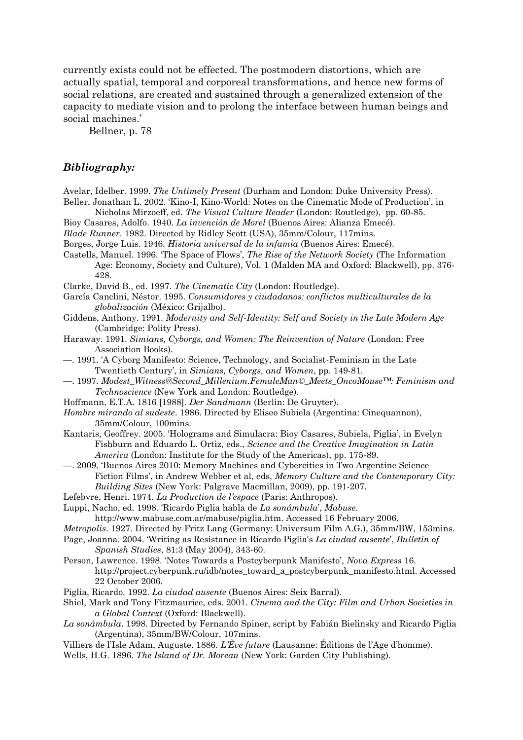currently exists could not be effected. The postmodern distortions, which are actually spatial, temporal and corporeal transformations, and hence new forms of social relations, are created and sustained through a generalized extension of the capacity to mediate vision and to prolong the interface between human beings and social machines.'

Bellner, p. 78

### *Bibliography:*

Avelar, Idelber. 1999. *The Untimely Present* (Durham and London: Duke University Press).

Beller, Jonathan L. 2002. 'Kino-I, Kino-World: Notes on the Cinematic Mode of Production', in Nicholas Mirzoeff, ed. *The Visual Culture Reader* (London: Routledge), pp. 60-85.

Bioy Casares, Adolfo. 1940. *La invención de Morel* (Buenos Aires: Alianza Emecé).

*Blade Runner*. 1982. Directed by Ridley Scott (USA), 35mm/Colour, 117mins.

Borges, Jorge Luis. 1946. *Historia universal de la infamia* (Buenos Aires: Emecé).

Castells, Manuel. 1996. 'The Space of Flows', *The Rise of the Network Society* (The Information Age: Economy, Society and Culture), Vol. 1 (Malden MA and Oxford: Blackwell), pp. 376-428.

Clarke, David B., ed. 1997. *The Cinematic City* (London: Routledge).

García Canclini, Néstor. 1995. *Consumidores y ciudadanos: conflictos multiculturales de la globalización* (México: Grijalbo).

Giddens, Anthony. 1991. *Modernity and Self-Identity: Self and Society in the Late Modern Age* (Cambridge: Polity Press).

Haraway. 1991. *Simians, Cyborgs, and Women: The Reinvention of Nature* (London: Free Association Books).

—. 1991. 'A Cyborg Manifesto: Science, Technology, and Socialist-Feminism in the Late Twentieth Century', in *Simians, Cyborgs, and Women*, pp. 149-81.

—. 1997. *Modest_Witness@Second_Millenium.FemaleMan©_Meets_OncoMouse™: Feminism and Technoscience* (New York and London: Routledge).

Hoffmann, E.T.A. 1816 [1988]. *Der Sandmann* (Berlin: De Gruyter).

*Hombre mirando al sudeste*. 1986. Directed by Eliseo Subiela (Argentina: Cinequannon), 35mm/Colour, 100mins.

Kantaris, Geoffrey. 2005. 'Holograms and Simulacra: Bioy Casares, Subiela, Piglia', in Evelyn Fishburn and Eduardo L. Ortiz, eds., *Science and the Creative Imagination in Latin America* (London: Institute for the Study of the Americas), pp. 175-89.

—. 2009. 'Buenos Aires 2010: Memory Machines and Cybercities in Two Argentine Science Fiction Films', in Andrew Webber et al, eds, *Memory Culture and the Contemporary City: Building Sites* (New York: Palgrave Macmillan, 2009), pp. 191-207.

Lefebvre, Henri. 1974. *La Production de l'espace* (Paris: Anthropos).

Luppi, Nacho, ed. 1998. 'Ricardo Piglia habla de *La sonámbula*', *Mabuse*. http://www.mabuse.com.ar/mabuse/piglia.htm. Accessed 16 February 2006.

*Metropolis*. 1927. Directed by Fritz Lang (Germany: Universum Film A.G.), 35mm/BW, 153mins.

Page, Joanna. 2004. 'Writing as Resistance in Ricardo Piglia's *La ciudad ausente*', *Bulletin of Spanish Studies*, 81:3 (May 2004), 343-60.

Person, Lawrence. 1998. 'Notes Towards a Postcyberpunk Manifesto', *Nova Express* 16. http://project.cyberpunk.ru/idb/notes_toward_a_postcyberpunk_manifesto.html. Accessed 22 October 2006.

Piglia, Ricardo. 1992. *La ciudad ausente* (Buenos Aires: Seix Barral).

Shiel, Mark and Tony Fitzmaurice, eds. 2001. *Cinema and the City: Film and Urban Societies in a Global Context* (Oxford: Blackwell).

*La sonámbula*. 1998. Directed by Fernando Spiner, script by Fabián Bielinsky and Ricardo Piglia (Argentina), 35mm/BW/Colour, 107mins.

Villiers de l'Isle Adam, Auguste. 1886. *L'Ève future* (Lausanne: Éditions de l'Age d'homme).

Wells, H.G. 1896. *The Island of Dr. Moreau* (New York: Garden City Publishing).